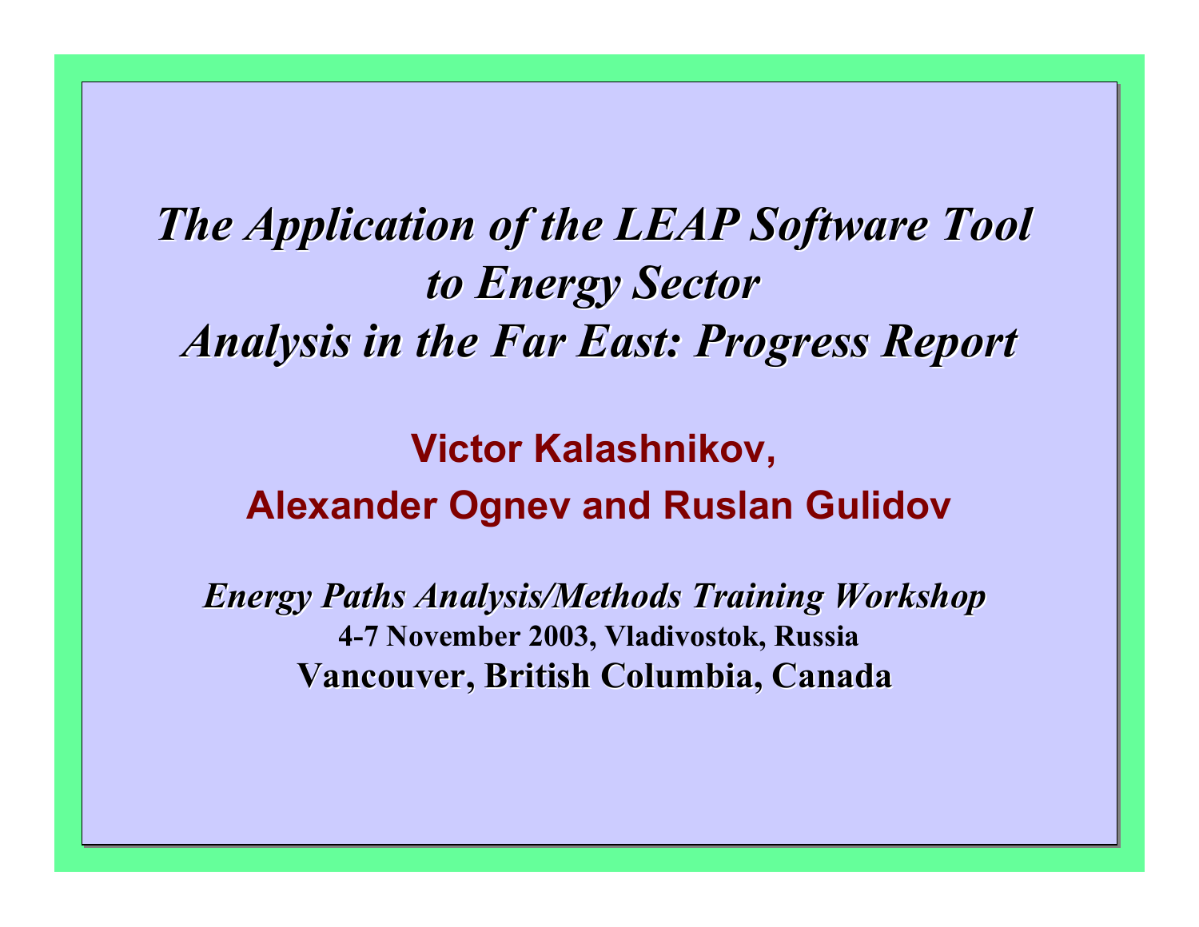# *The Application of the LEAP Software Tool to Energy Sector Analysis in the Far East: Progress Report*

**Victor Kalashnikov,**

**Alexander Ognev and Ruslan Gulidov**

***Energy Paths Analysis/Methods Training Workshop***

**4-7 November 2003, Vladivostok, Russia**

**Vancouver, British Columbia, Canada**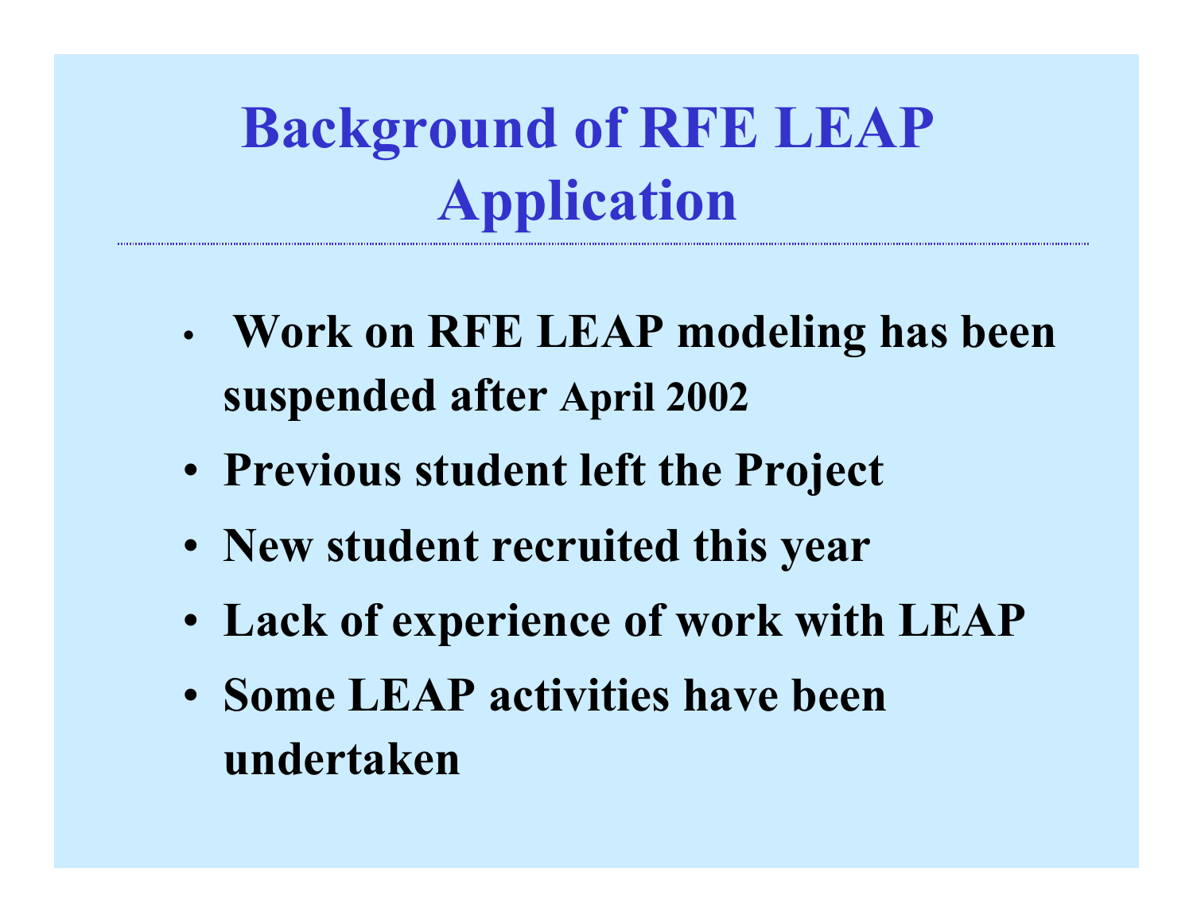# Background of RFE LEAP Application

- **Work on RFE LEAP modeling has been suspended after April 2002**
- **Previous student left the Project**
- **New student recruited this year**
- **Lack of experience of work with LEAP**
- **Some LEAP activities have been undertaken**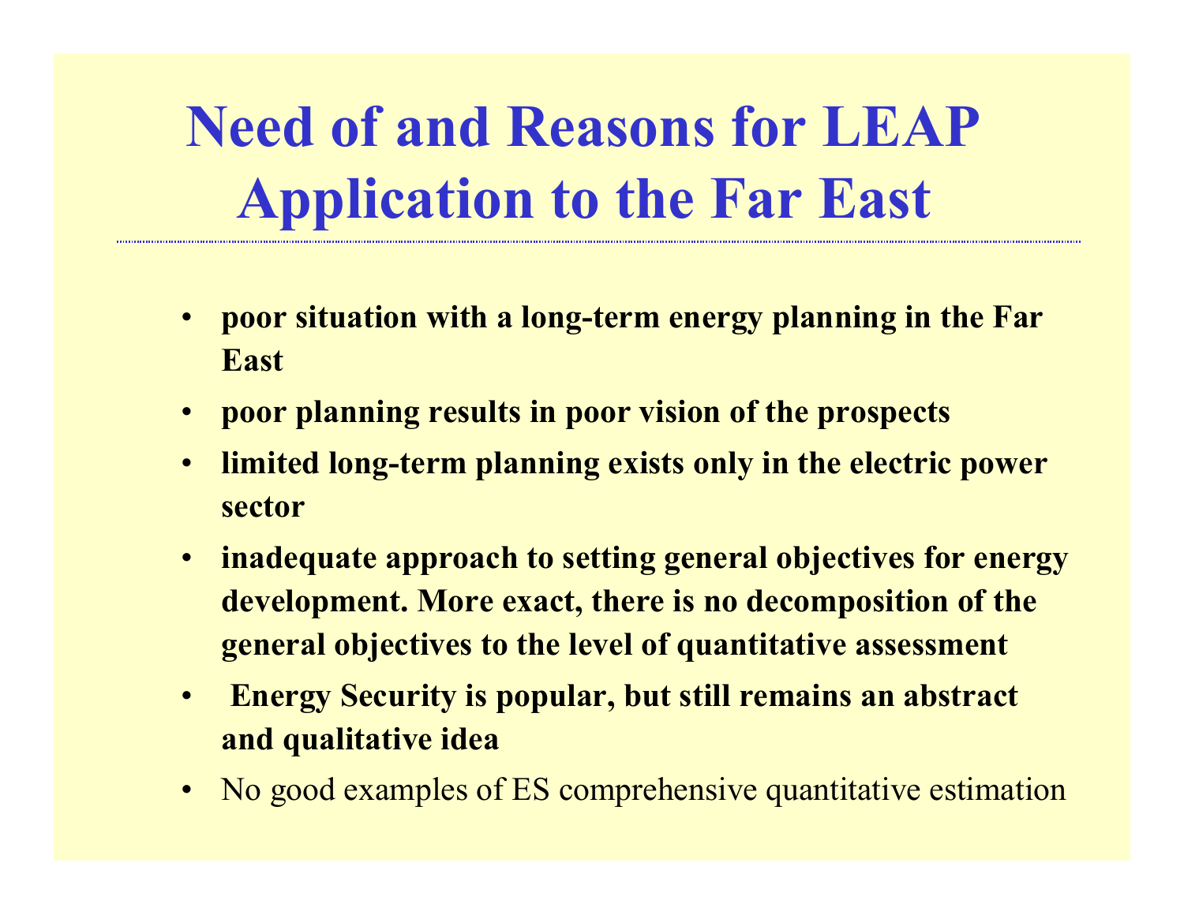# Need of and Reasons for LEAP Application to the Far East

- **poor situation with a long-term energy planning in the Far East**
- **poor planning results in poor vision of the prospects**
- **limited long-term planning exists only in the electric power sector**
- **inadequate approach to setting general objectives for energy development. More exact, there is no decomposition of the general objectives to the level of quantitative assessment**
- **Energy Security is popular, but still remains an abstract and qualitative idea**
- No good examples of ES comprehensive quantitative estimation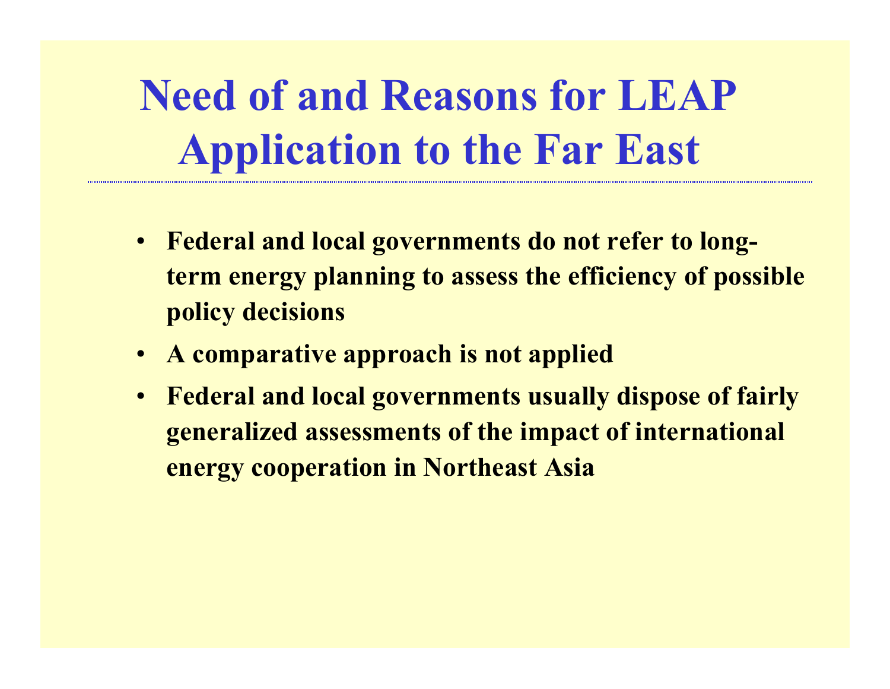# Need of and Reasons for LEAP Application to the Far East

- **Federal and local governments do not refer to long-term energy planning to assess the efficiency of possible policy decisions**
- **A comparative approach is not applied**
- **Federal and local governments usually dispose of fairly generalized assessments of the impact of international energy cooperation in Northeast Asia**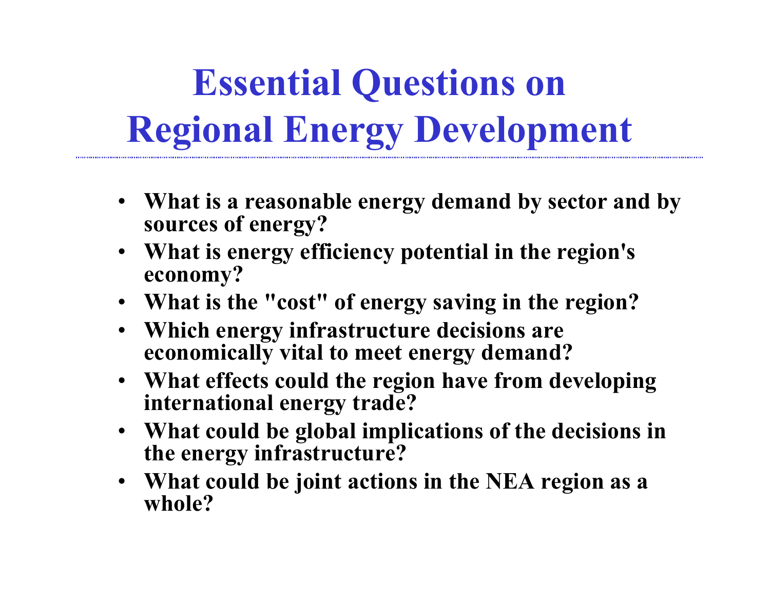# Essential Questions on Regional Energy Development

- **What is a reasonable energy demand by sector and by sources of energy?**
- **What is energy efficiency potential in the region's economy?**
- **What is the "cost" of energy saving in the region?**
- **Which energy infrastructure decisions are economically vital to meet energy demand?**
- **What effects could the region have from developing international energy trade?**
- **What could be global implications of the decisions in the energy infrastructure?**
- **What could be joint actions in the NEA region as a whole?**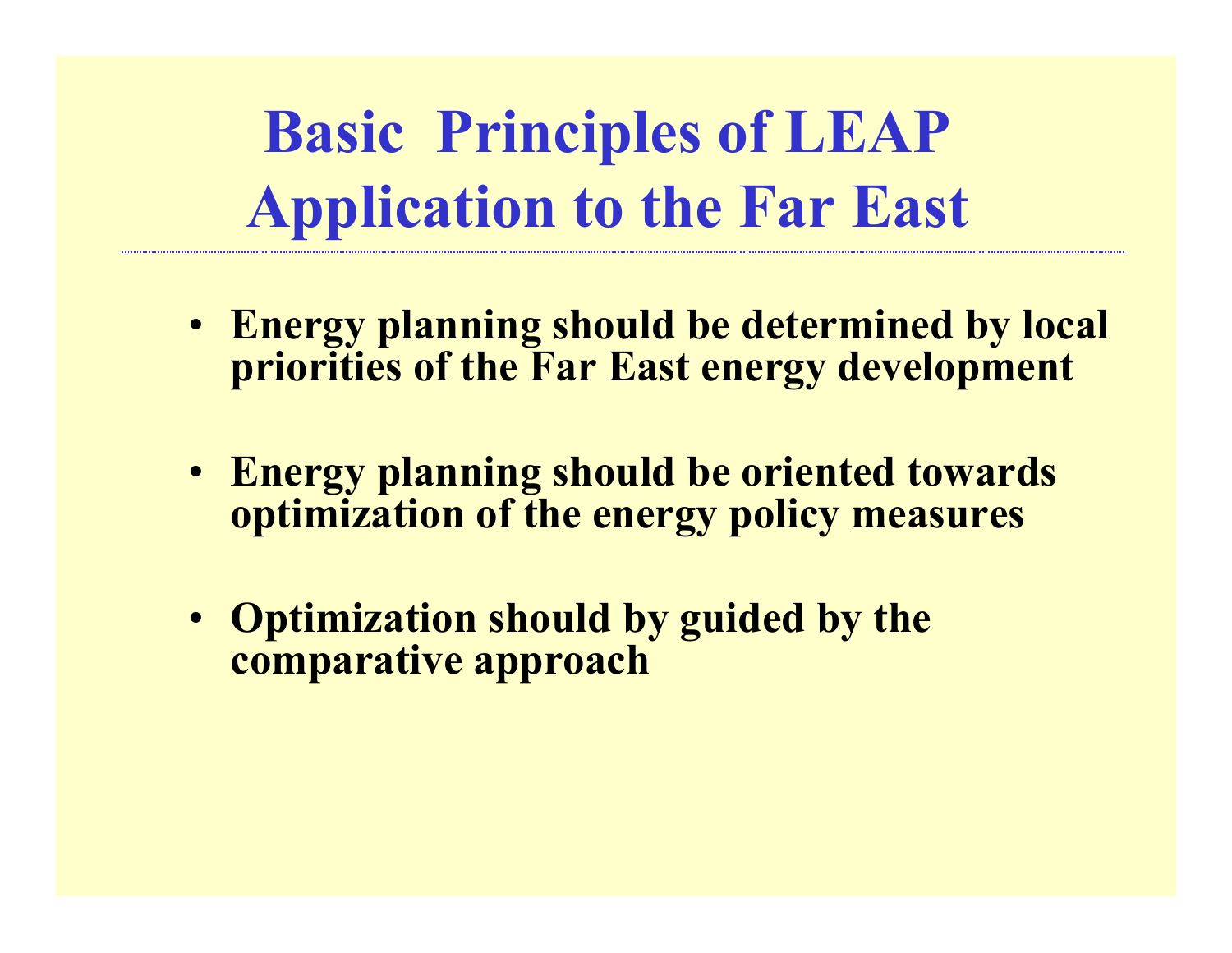# Basic Principles of LEAP Application to the Far East

- **Energy planning should be determined by local priorities of the Far East energy development**
- **Energy planning should be oriented towards optimization of the energy policy measures**
- **Optimization should by guided by the comparative approach**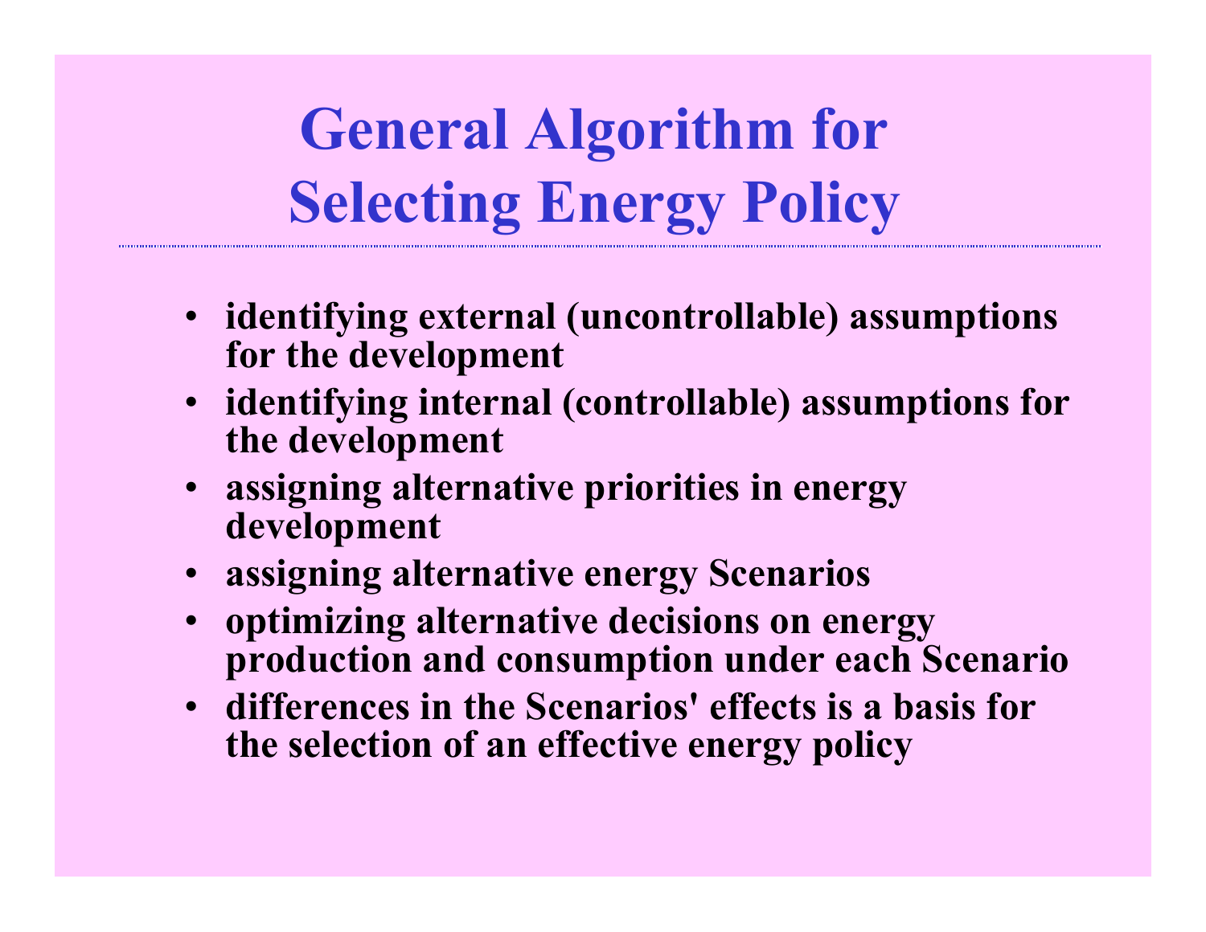# General Algorithm for Selecting Energy Policy

- identifying external (uncontrollable) assumptions for the development
- identifying internal (controllable) assumptions for the development
- assigning alternative priorities in energy development
- assigning alternative energy Scenarios
- optimizing alternative decisions on energy production and consumption under each Scenario
- differences in the Scenarios' effects is a basis for the selection of an effective energy policy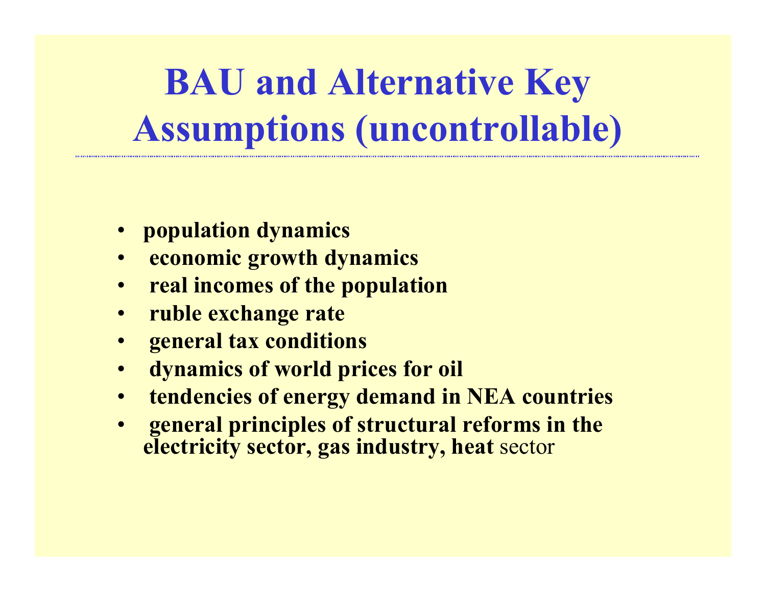# BAU and Alternative Key Assumptions (uncontrollable)

- **population dynamics**
- **economic growth dynamics**
- **real incomes of the population**
- **ruble exchange rate**
- **general tax conditions**
- **dynamics of world prices for oil**
- **tendencies of energy demand in NEA countries**
- **general principles of structural reforms in the electricity sector, gas industry, heat** sector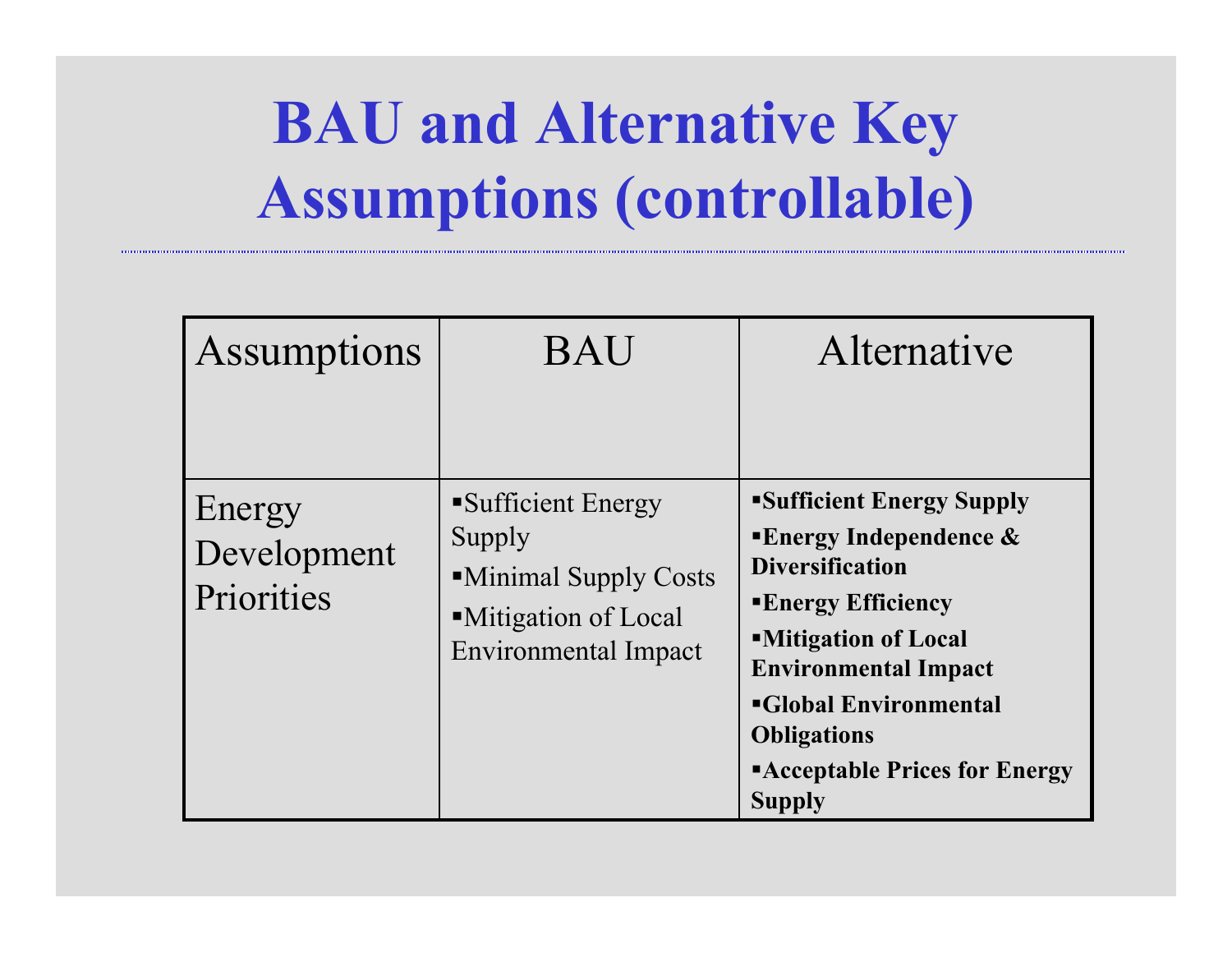# BAU and Alternative Key Assumptions (controllable)

| Assumptions | BAU | Alternative |
| --- | --- | --- |
| Energy Development Priorities | ▪Sufficient Energy Supply<br>▪Minimal Supply Costs<br>▪Mitigation of Local Environmental Impact | **▪Sufficient Energy Supply**<br>**▪Energy Independence & Diversification**<br>**▪Energy Efficiency**<br>**▪Mitigation of Local Environmental Impact**<br>**▪Global Environmental Obligations**<br>**▪Acceptable Prices for Energy Supply** |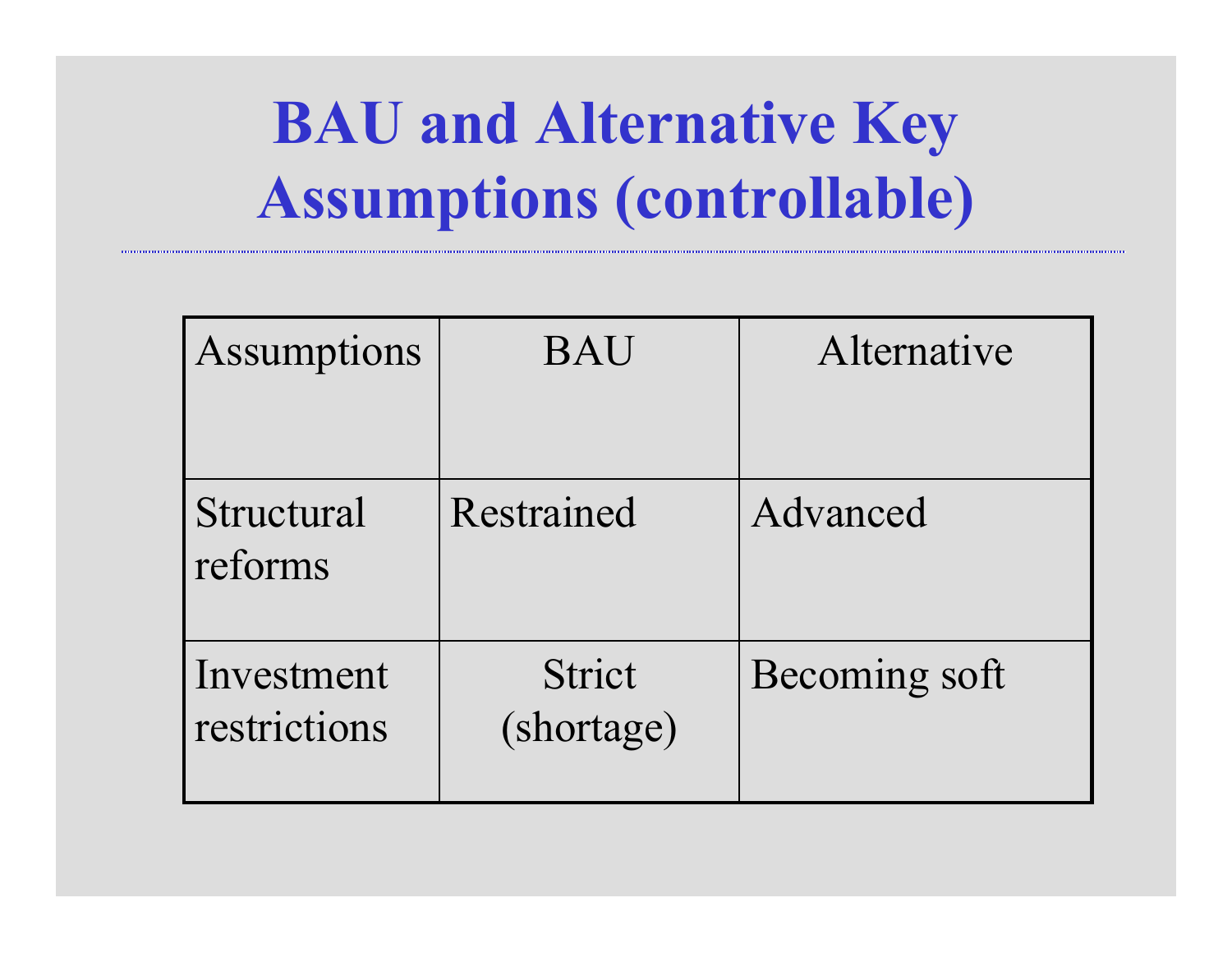# BAU and Alternative Key Assumptions (controllable)

| Assumptions | BAU | Alternative |
| --- | --- | --- |
| Structural reforms | Restrained | Advanced |
| Investment restrictions | Strict (shortage) | Becoming soft |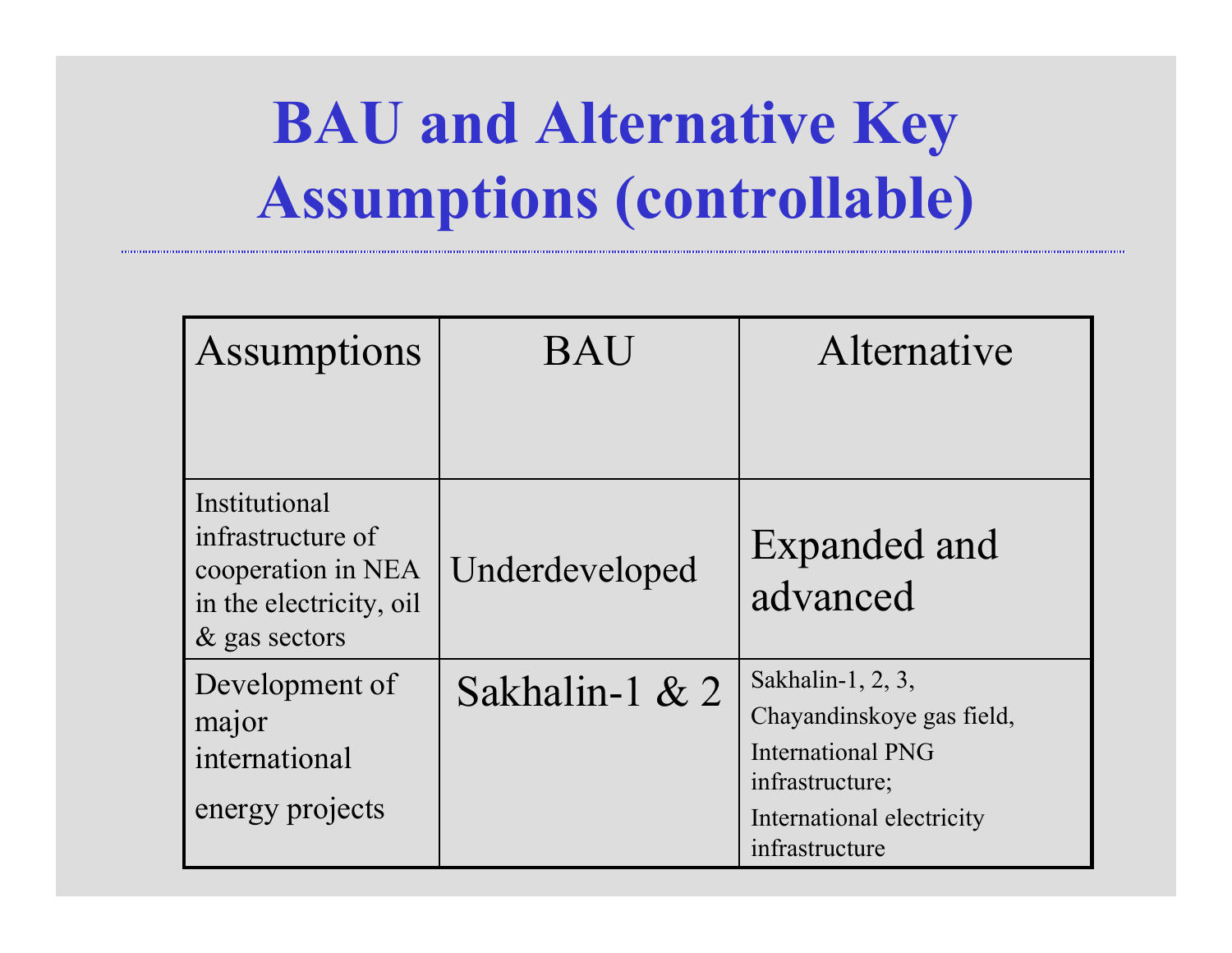# BAU and Alternative Key Assumptions (controllable)

| Assumptions | BAU | Alternative |
|---|---|---|
| Institutional infrastructure of cooperation in NEA in the electricity, oil & gas sectors | Underdeveloped | Expanded and advanced |
| Development of major international energy projects | Sakhalin-1 & 2 | Sakhalin-1, 2, 3, Chayandinskoye gas field, International PNG infrastructure; International electricity infrastructure |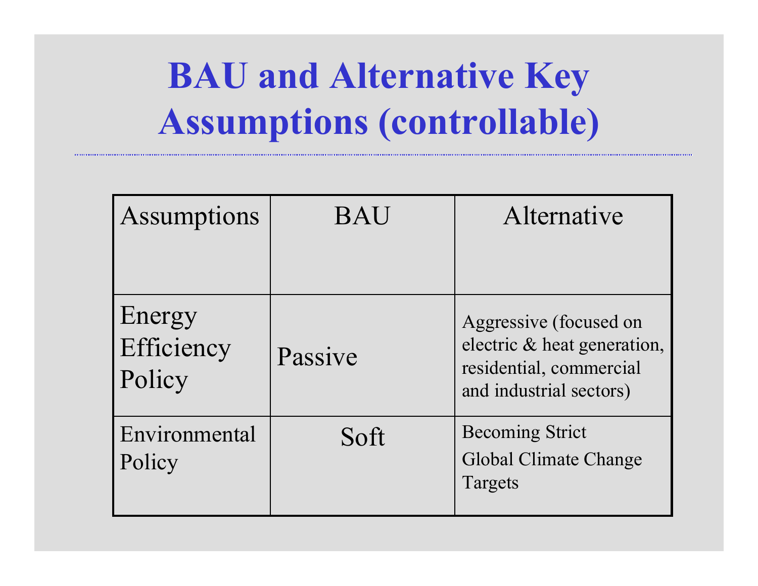# BAU and Alternative Key Assumptions (controllable)

| Assumptions | BAU | Alternative |
|---|---|---|
| Energy Efficiency Policy | Passive | Aggressive (focused on electric & heat generation, residential, commercial and industrial sectors) |
| Environmental Policy | Soft | Becoming Strict<br>Global Climate Change Targets |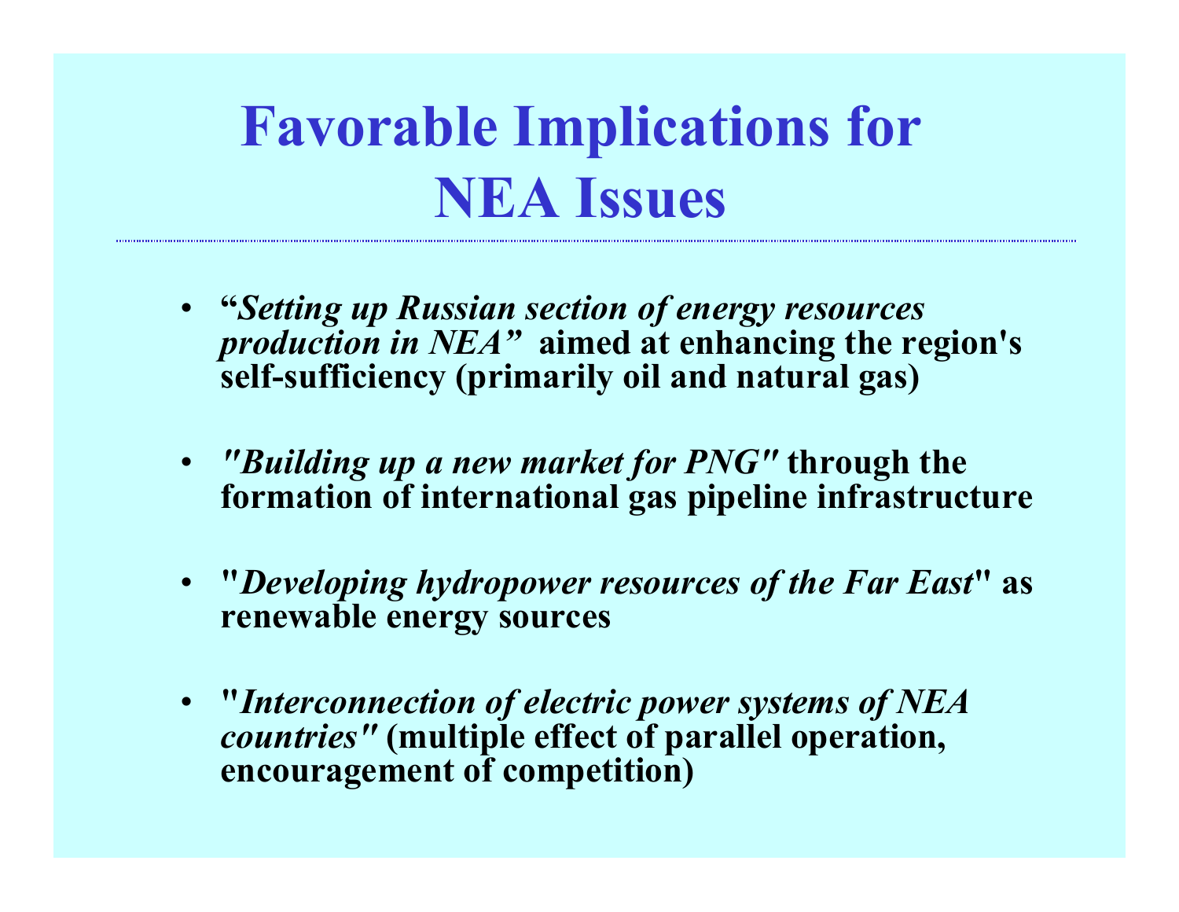# Favorable Implications for NEA Issues

- **"*Setting up Russian section of energy resources production in NEA*" aimed at enhancing the region's self-sufficiency (primarily oil and natural gas)**

- ***"Building up a new market for PNG"* through the formation of international gas pipeline infrastructure**

- **"*Developing hydropower resources of the Far East*" as renewable energy sources**

- **"*Interconnection of electric power systems of NEA countries"* (multiple effect of parallel operation, encouragement of competition)**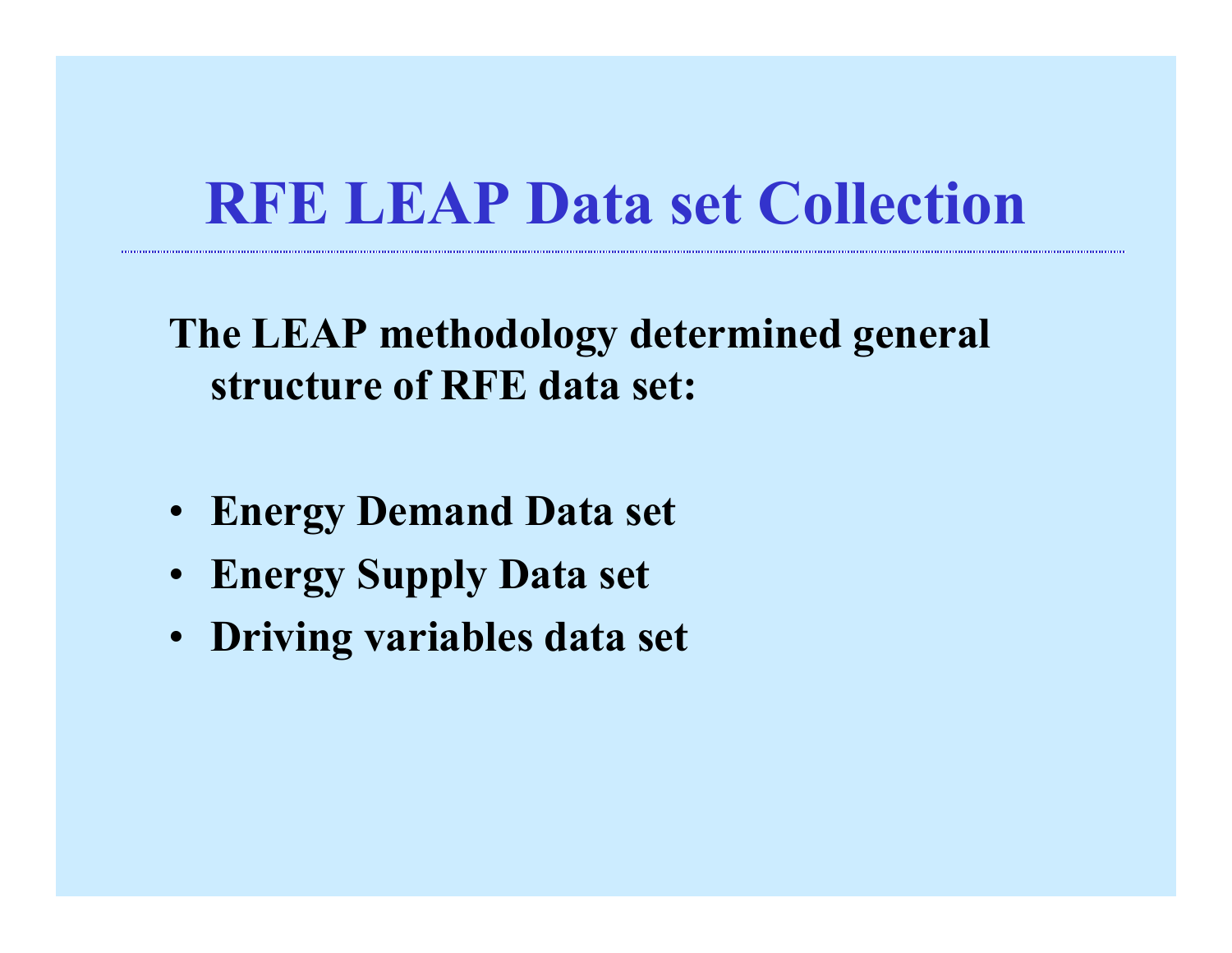# RFE LEAP Data set Collection

**The LEAP methodology determined general structure of RFE data set:**

- **Energy Demand Data set**
- **Energy Supply Data set**
- **Driving variables data set**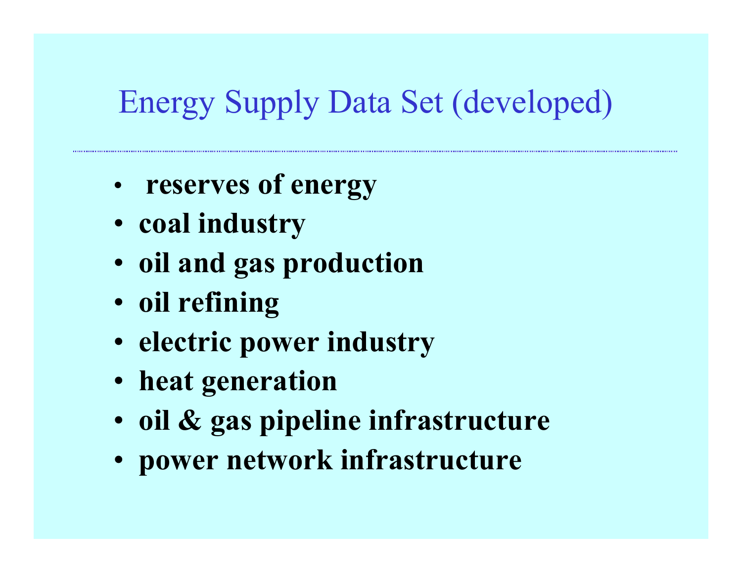# Energy Supply Data Set (developed)

- **reserves of energy**
- **coal industry**
- **oil and gas production**
- **oil refining**
- **electric power industry**
- **heat generation**
- **oil & gas pipeline infrastructure**
- **power network infrastructure**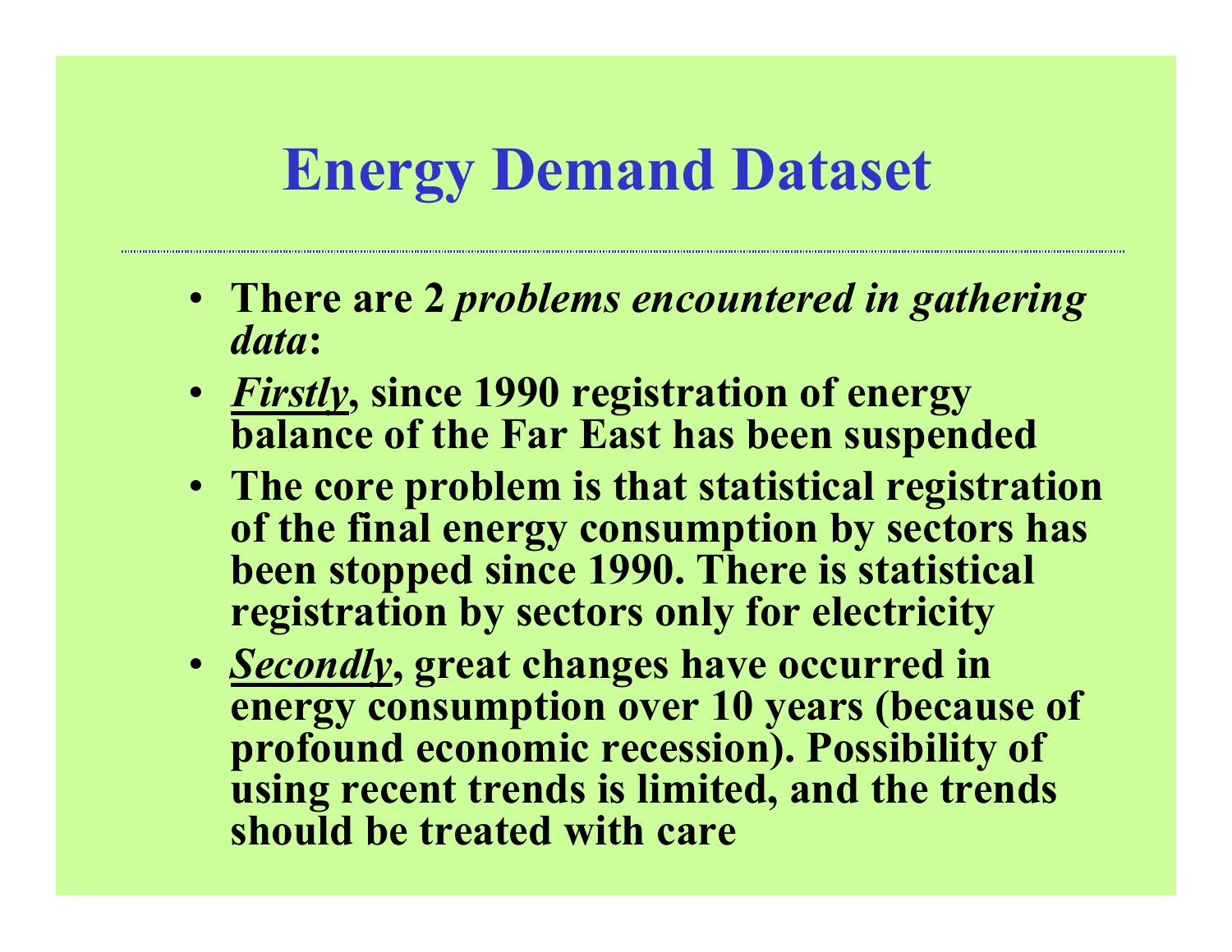# Energy Demand Dataset

- **There are 2 *problems encountered in gathering data*:**
- ***Firstly*, since 1990 registration of energy balance of the Far East has been suspended**
- **The core problem is that statistical registration of the final energy consumption by sectors has been stopped since 1990. There is statistical registration by sectors only for electricity**
- ***Secondly*, great changes have occurred in energy consumption over 10 years (because of profound economic recession). Possibility of using recent trends is limited, and the trends should be treated with care**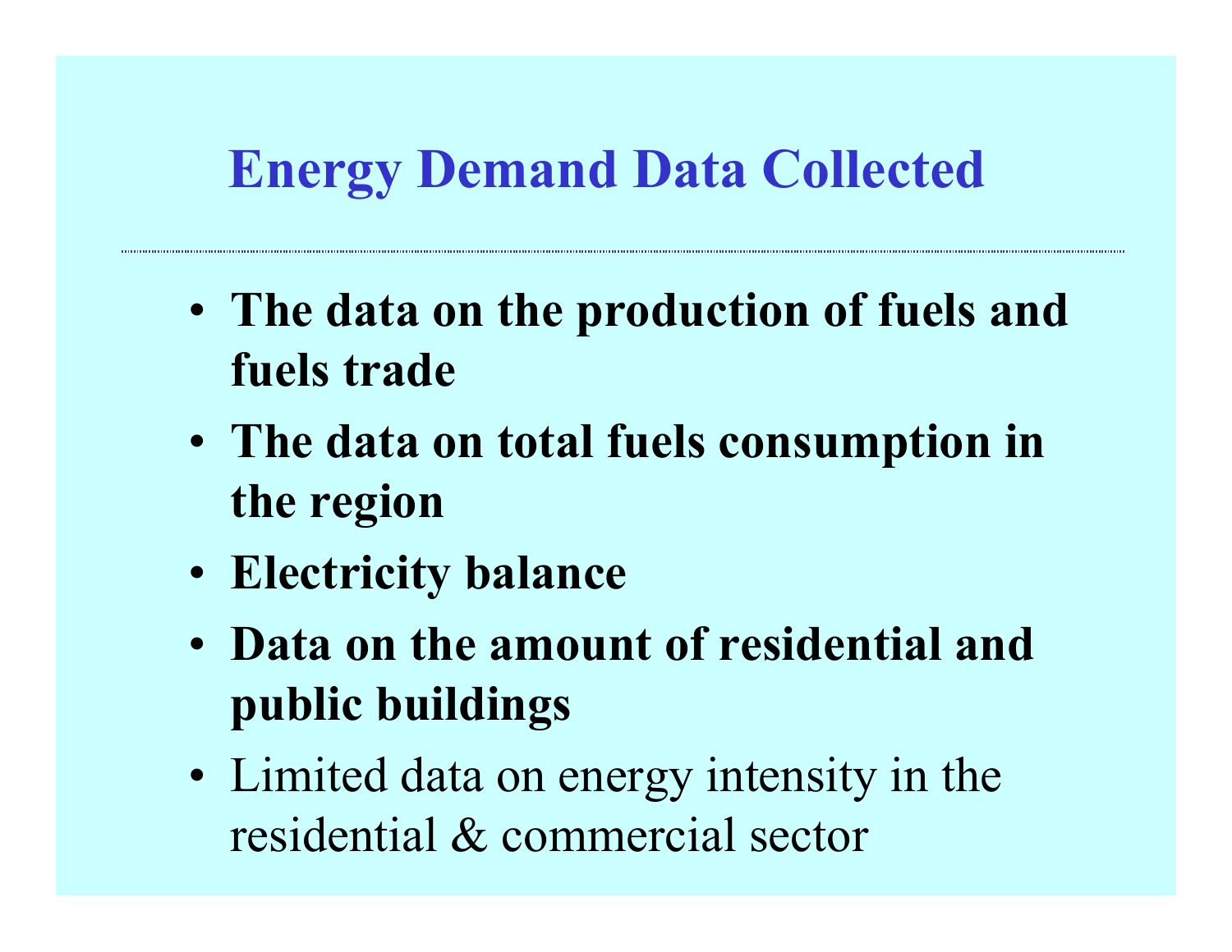# Energy Demand Data Collected

- **The data on the production of fuels and fuels trade**
- **The data on total fuels consumption in the region**
- **Electricity balance**
- **Data on the amount of residential and public buildings**
- Limited data on energy intensity in the residential & commercial sector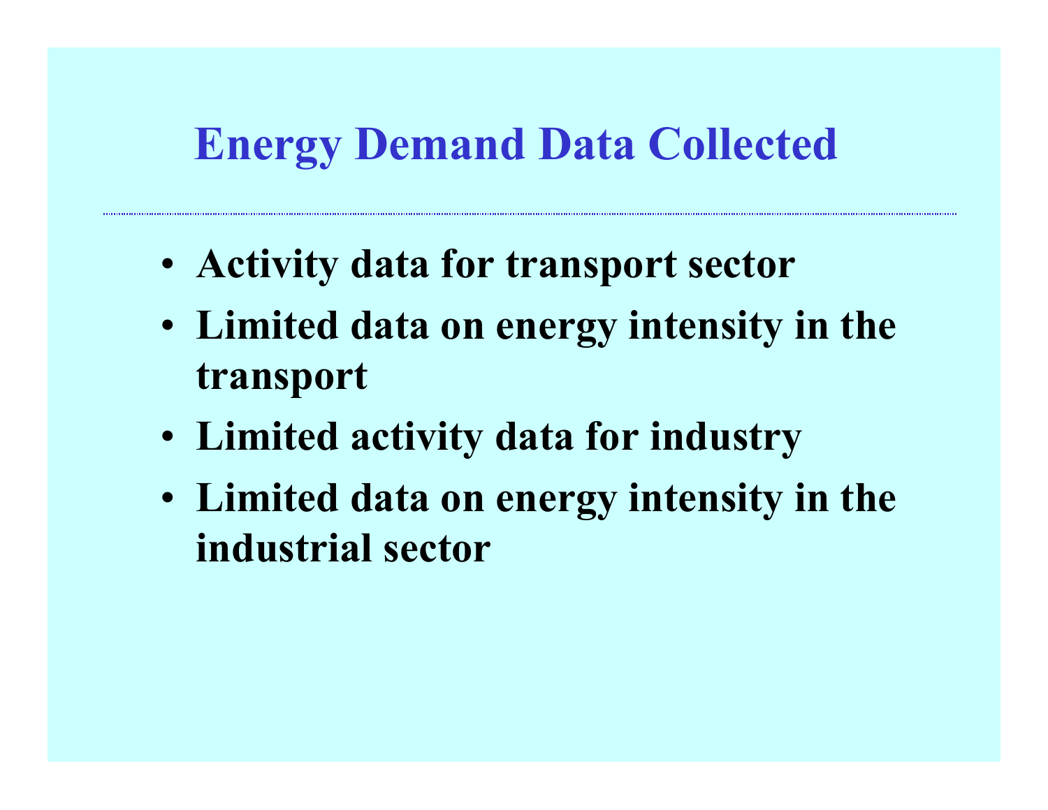# Energy Demand Data Collected

- **Activity data for transport sector**
- **Limited data on energy intensity in the transport**
- **Limited activity data for industry**
- **Limited data on energy intensity in the industrial sector**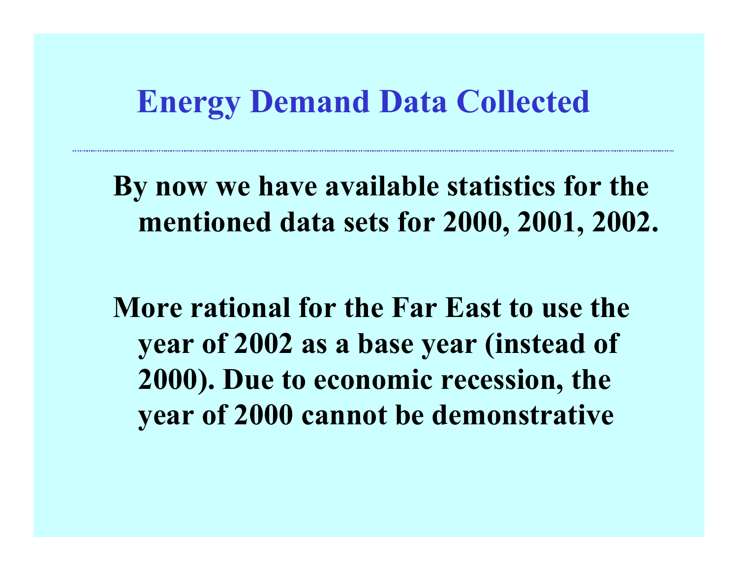# Energy Demand Data Collected

**By now we have available statistics for the mentioned data sets for 2000, 2001, 2002.**

**More rational for the Far East to use the year of 2002 as a base year (instead of 2000). Due to economic recession, the year of 2000 cannot be demonstrative**